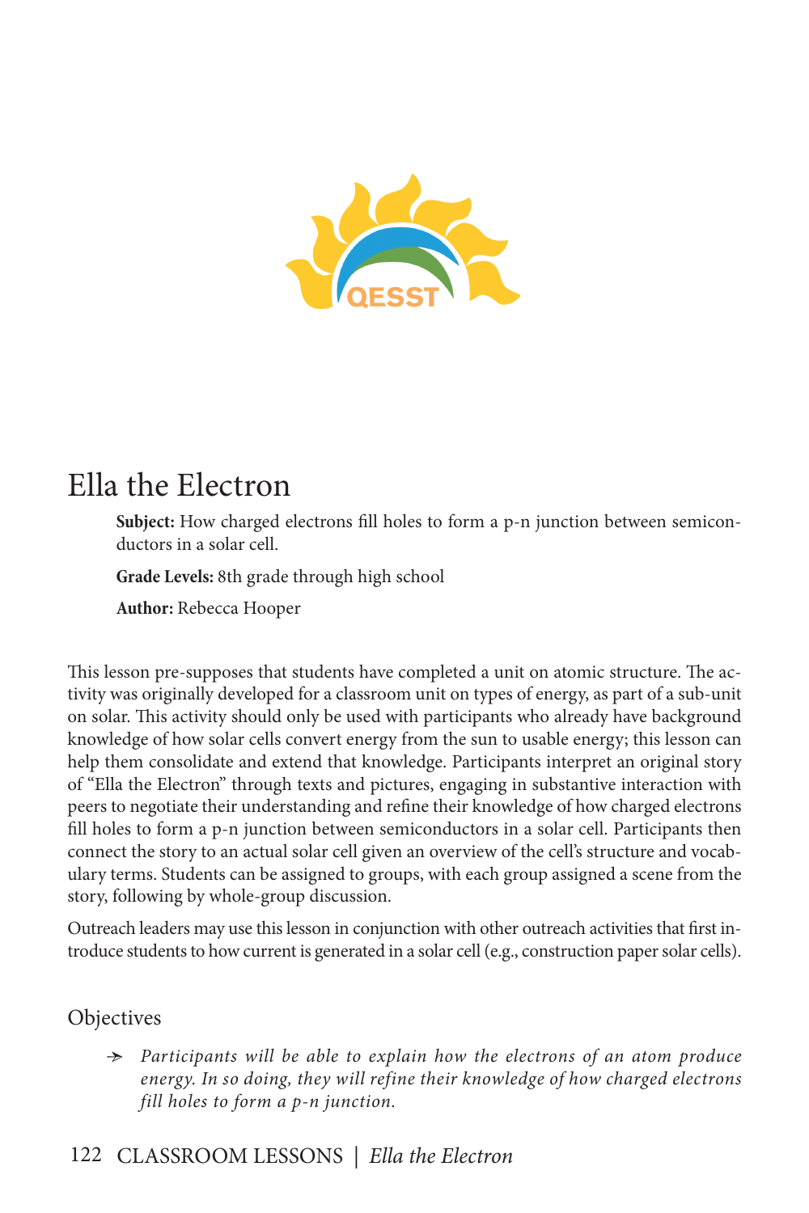# Ella the Electron

**Subject:** How charged electrons fill holes to form a p-n junction between semiconductors in a solar cell.

**Grade Levels:** 8th grade through high school

**Author:** Rebecca Hooper

This lesson pre-supposes that students have completed a unit on atomic structure. The activity was originally developed for a classroom unit on types of energy, as part of a sub-unit on solar. This activity should only be used with participants who already have background knowledge of how solar cells convert energy from the sun to usable energy; this lesson can help them consolidate and extend that knowledge. Participants interpret an original story of "Ella the Electron" through texts and pictures, engaging in substantive interaction with peers to negotiate their understanding and refine their knowledge of how charged electrons fill holes to form a p-n junction between semiconductors in a solar cell. Participants then connect the story to an actual solar cell given an overview of the cell's structure and vocabulary terms. Students can be assigned to groups, with each group assigned a scene from the story, following by whole-group discussion.

Outreach leaders may use this lesson in conjunction with other outreach activities that first introduce students to how current is generated in a solar cell (e.g., construction paper solar cells).

## Objectives

- *Participants will be able to explain how the electrons of an atom produce energy. In so doing, they will refine their knowledge of how charged electrons fill holes to form a p-n junction.*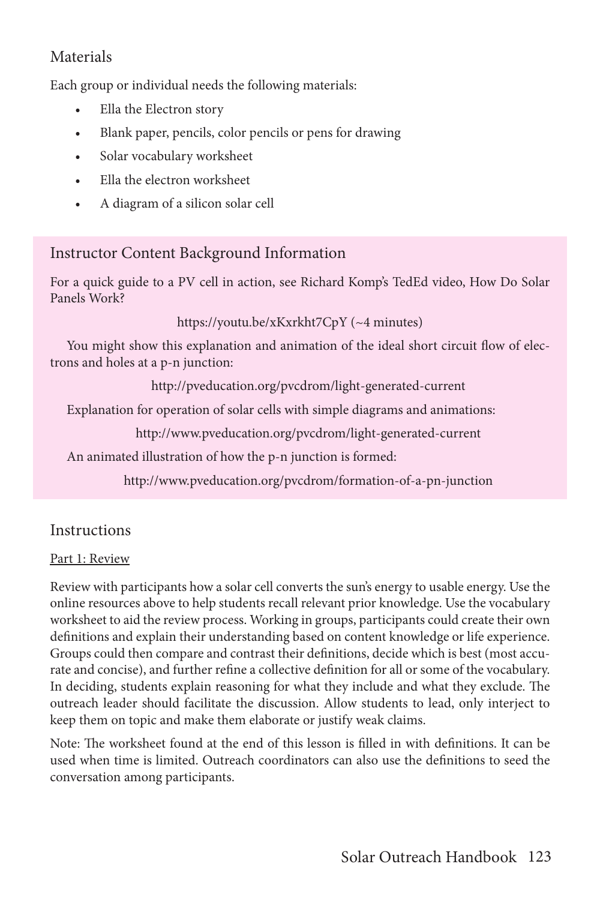## Materials

Each group or individual needs the following materials:

- Ella the Electron story
- Blank paper, pencils, color pencils or pens for drawing
- Solar vocabulary worksheet
- Ella the electron worksheet
- A diagram of a silicon solar cell

### Instructor Content Background Information

For a quick guide to a PV cell in action, see Richard Komp's TedEd video, How Do Solar Panels Work?

https://youtu.be/xKxrkht7CpY (~4 minutes)

You might show this explanation and animation of the ideal short circuit flow of electrons and holes at a p-n junction:

http://pveducation.org/pvcdrom/light-generated-current

Explanation for operation of solar cells with simple diagrams and animations:

http://www.pveducation.org/pvcdrom/light-generated-current

An animated illustration of how the p-n junction is formed:

http://www.pveducation.org/pvcdrom/formation-of-a-pn-junction

## Instructions

Part 1: Review

Review with participants how a solar cell converts the sun's energy to usable energy. Use the online resources above to help students recall relevant prior knowledge. Use the vocabulary worksheet to aid the review process. Working in groups, participants could create their own definitions and explain their understanding based on content knowledge or life experience. Groups could then compare and contrast their definitions, decide which is best (most accurate and concise), and further refine a collective definition for all or some of the vocabulary. In deciding, students explain reasoning for what they include and what they exclude. The outreach leader should facilitate the discussion. Allow students to lead, only interject to keep them on topic and make them elaborate or justify weak claims.

Note: The worksheet found at the end of this lesson is filled in with definitions. It can be used when time is limited. Outreach coordinators can also use the definitions to seed the conversation among participants.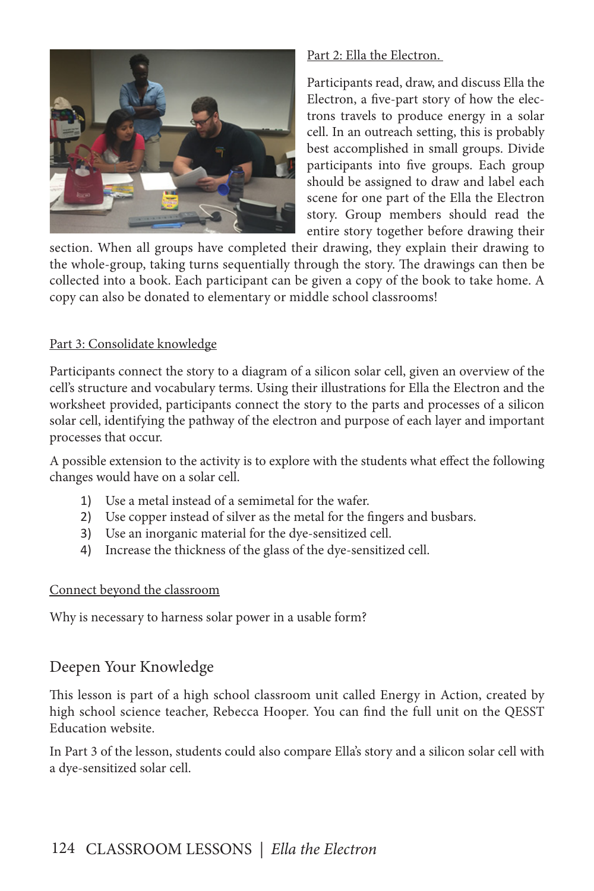Part 2: Ella the Electron.

Participants read, draw, and discuss Ella the Electron, a five-part story of how the electrons travels to produce energy in a solar cell. In an outreach setting, this is probably best accomplished in small groups. Divide participants into five groups. Each group should be assigned to draw and label each scene for one part of the Ella the Electron story. Group members should read the entire story together before drawing their section. When all groups have completed their drawing, they explain their drawing to the whole-group, taking turns sequentially through the story. The drawings can then be collected into a book. Each participant can be given a copy of the book to take home. A copy can also be donated to elementary or middle school classrooms!

Part 3: Consolidate knowledge

Participants connect the story to a diagram of a silicon solar cell, given an overview of the cell's structure and vocabulary terms. Using their illustrations for Ella the Electron and the worksheet provided, participants connect the story to the parts and processes of a silicon solar cell, identifying the pathway of the electron and purpose of each layer and important processes that occur.

A possible extension to the activity is to explore with the students what effect the following changes would have on a solar cell.

1) Use a metal instead of a semimetal for the wafer.
2) Use copper instead of silver as the metal for the fingers and busbars.
3) Use an inorganic material for the dye-sensitized cell.
4) Increase the thickness of the glass of the dye-sensitized cell.

Connect beyond the classroom

Why is necessary to harness solar power in a usable form?

## Deepen Your Knowledge

This lesson is part of a high school classroom unit called Energy in Action, created by high school science teacher, Rebecca Hooper. You can find the full unit on the QESST Education website.

In Part 3 of the lesson, students could also compare Ella's story and a silicon solar cell with a dye-sensitized solar cell.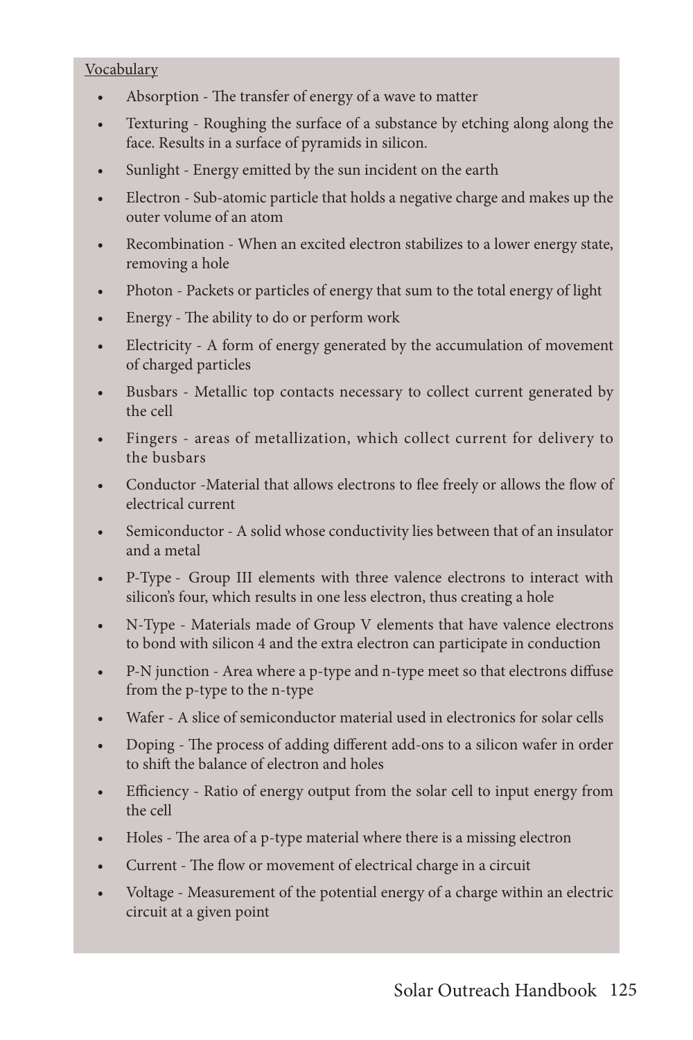Vocabulary

- Absorption - The transfer of energy of a wave to matter
- Texturing - Roughing the surface of a substance by etching along along the face. Results in a surface of pyramids in silicon.
- Sunlight - Energy emitted by the sun incident on the earth
- Electron - Sub-atomic particle that holds a negative charge and makes up the outer volume of an atom
- Recombination - When an excited electron stabilizes to a lower energy state, removing a hole
- Photon - Packets or particles of energy that sum to the total energy of light
- Energy - The ability to do or perform work
- Electricity - A form of energy generated by the accumulation of movement of charged particles
- Busbars - Metallic top contacts necessary to collect current generated by the cell
- Fingers - areas of metallization, which collect current for delivery to the busbars
- Conductor -Material that allows electrons to flee freely or allows the flow of electrical current
- Semiconductor - A solid whose conductivity lies between that of an insulator and a metal
- P-Type - Group III elements with three valence electrons to interact with silicon's four, which results in one less electron, thus creating a hole
- N-Type - Materials made of Group V elements that have valence electrons to bond with silicon 4 and the extra electron can participate in conduction
- P-N junction - Area where a p-type and n-type meet so that electrons diffuse from the p-type to the n-type
- Wafer - A slice of semiconductor material used in electronics for solar cells
- Doping - The process of adding different add-ons to a silicon wafer in order to shift the balance of electron and holes
- Efficiency - Ratio of energy output from the solar cell to input energy from the cell
- Holes - The area of a p-type material where there is a missing electron
- Current - The flow or movement of electrical charge in a circuit
- Voltage - Measurement of the potential energy of a charge within an electric circuit at a given point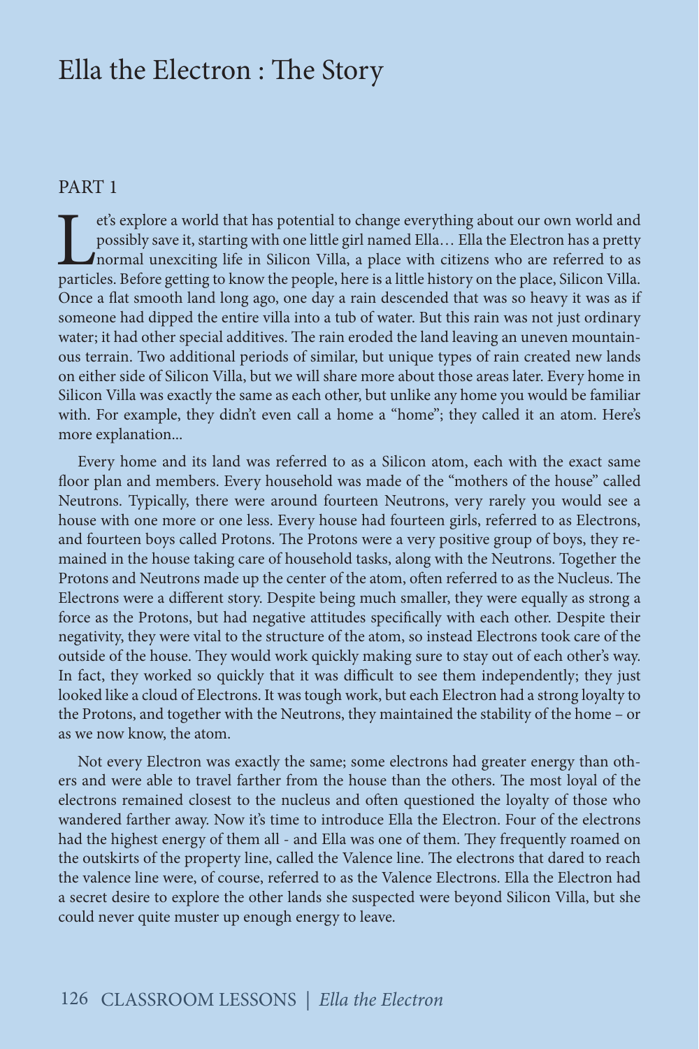# Ella the Electron : The Story

## PART 1

Let's explore a world that has potential to change everything about our own world and possibly save it, starting with one little girl named Ella… Ella the Electron has a pretty normal unexciting life in Silicon Villa, a place with citizens who are referred to as particles. Before getting to know the people, here is a little history on the place, Silicon Villa. Once a flat smooth land long ago, one day a rain descended that was so heavy it was as if someone had dipped the entire villa into a tub of water. But this rain was not just ordinary water; it had other special additives. The rain eroded the land leaving an uneven mountainous terrain. Two additional periods of similar, but unique types of rain created new lands on either side of Silicon Villa, but we will share more about those areas later. Every home in Silicon Villa was exactly the same as each other, but unlike any home you would be familiar with. For example, they didn't even call a home a "home"; they called it an atom. Here's more explanation...

Every home and its land was referred to as a Silicon atom, each with the exact same floor plan and members. Every household was made of the "mothers of the house" called Neutrons. Typically, there were around fourteen Neutrons, very rarely you would see a house with one more or one less. Every house had fourteen girls, referred to as Electrons, and fourteen boys called Protons. The Protons were a very positive group of boys, they remained in the house taking care of household tasks, along with the Neutrons. Together the Protons and Neutrons made up the center of the atom, often referred to as the Nucleus. The Electrons were a different story. Despite being much smaller, they were equally as strong a force as the Protons, but had negative attitudes specifically with each other. Despite their negativity, they were vital to the structure of the atom, so instead Electrons took care of the outside of the house. They would work quickly making sure to stay out of each other's way. In fact, they worked so quickly that it was difficult to see them independently; they just looked like a cloud of Electrons. It was tough work, but each Electron had a strong loyalty to the Protons, and together with the Neutrons, they maintained the stability of the home – or as we now know, the atom.

Not every Electron was exactly the same; some electrons had greater energy than others and were able to travel farther from the house than the others. The most loyal of the electrons remained closest to the nucleus and often questioned the loyalty of those who wandered farther away. Now it's time to introduce Ella the Electron. Four of the electrons had the highest energy of them all - and Ella was one of them. They frequently roamed on the outskirts of the property line, called the Valence line. The electrons that dared to reach the valence line were, of course, referred to as the Valence Electrons. Ella the Electron had a secret desire to explore the other lands she suspected were beyond Silicon Villa, but she could never quite muster up enough energy to leave.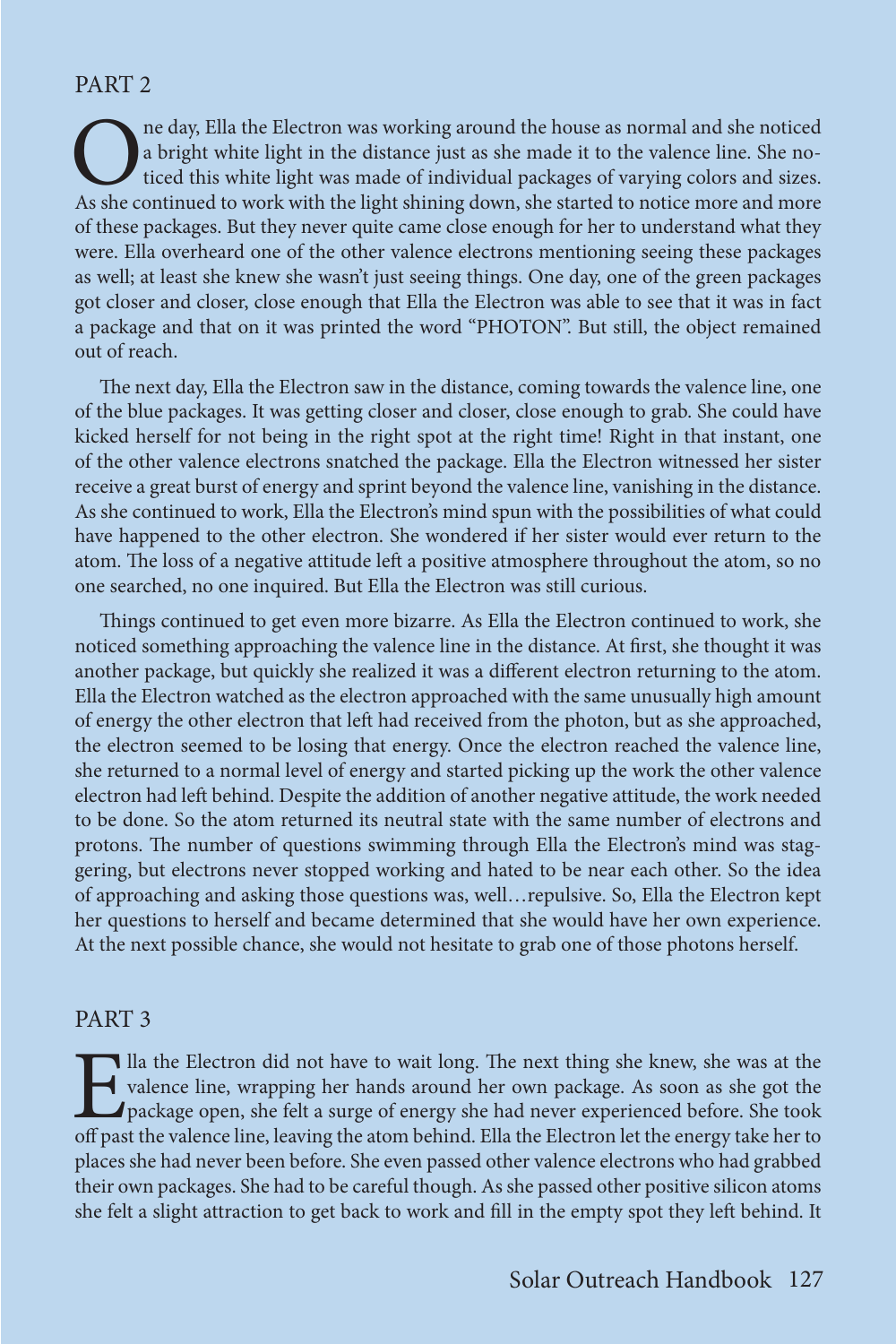## PART 2

One day, Ella the Electron was working around the house as normal and she noticed a bright white light in the distance just as she made it to the valence line. She noticed this white light was made of individual packages of varying colors and sizes. As she continued to work with the light shining down, she started to notice more and more of these packages. But they never quite came close enough for her to understand what they were. Ella overheard one of the other valence electrons mentioning seeing these packages as well; at least she knew she wasn't just seeing things. One day, one of the green packages got closer and closer, close enough that Ella the Electron was able to see that it was in fact a package and that on it was printed the word "PHOTON". But still, the object remained out of reach.

The next day, Ella the Electron saw in the distance, coming towards the valence line, one of the blue packages. It was getting closer and closer, close enough to grab. She could have kicked herself for not being in the right spot at the right time! Right in that instant, one of the other valence electrons snatched the package. Ella the Electron witnessed her sister receive a great burst of energy and sprint beyond the valence line, vanishing in the distance. As she continued to work, Ella the Electron's mind spun with the possibilities of what could have happened to the other electron. She wondered if her sister would ever return to the atom. The loss of a negative attitude left a positive atmosphere throughout the atom, so no one searched, no one inquired. But Ella the Electron was still curious.

Things continued to get even more bizarre. As Ella the Electron continued to work, she noticed something approaching the valence line in the distance. At first, she thought it was another package, but quickly she realized it was a different electron returning to the atom. Ella the Electron watched as the electron approached with the same unusually high amount of energy the other electron that left had received from the photon, but as she approached, the electron seemed to be losing that energy. Once the electron reached the valence line, she returned to a normal level of energy and started picking up the work the other valence electron had left behind. Despite the addition of another negative attitude, the work needed to be done. So the atom returned its neutral state with the same number of electrons and protons. The number of questions swimming through Ella the Electron's mind was staggering, but electrons never stopped working and hated to be near each other. So the idea of approaching and asking those questions was, well…repulsive. So, Ella the Electron kept her questions to herself and became determined that she would have her own experience. At the next possible chance, she would not hesitate to grab one of those photons herself.

## PART 3

Ella the Electron did not have to wait long. The next thing she knew, she was at the valence line, wrapping her hands around her own package. As soon as she got the package open, she felt a surge of energy she had never experienced before. She took off past the valence line, leaving the atom behind. Ella the Electron let the energy take her to places she had never been before. She even passed other valence electrons who had grabbed their own packages. She had to be careful though. As she passed other positive silicon atoms she felt a slight attraction to get back to work and fill in the empty spot they left behind. It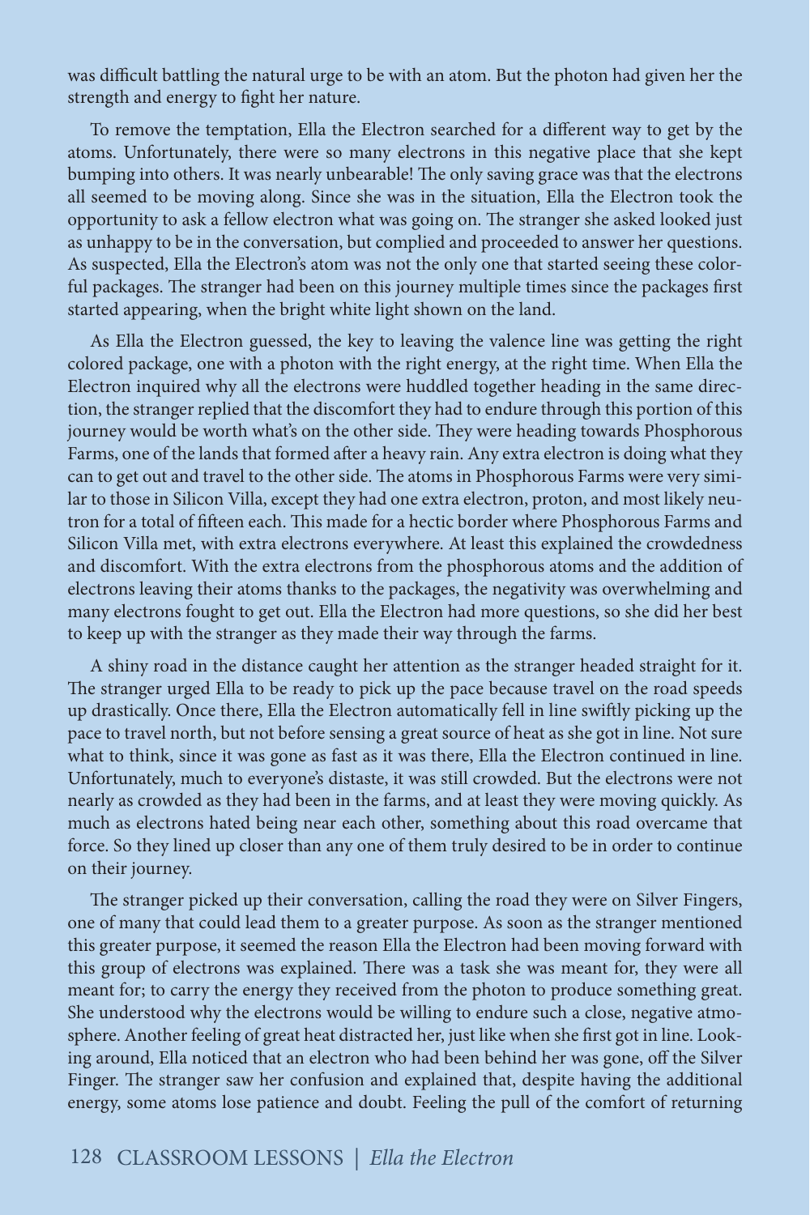was difficult battling the natural urge to be with an atom. But the photon had given her the strength and energy to fight her nature.

To remove the temptation, Ella the Electron searched for a different way to get by the atoms. Unfortunately, there were so many electrons in this negative place that she kept bumping into others. It was nearly unbearable! The only saving grace was that the electrons all seemed to be moving along. Since she was in the situation, Ella the Electron took the opportunity to ask a fellow electron what was going on. The stranger she asked looked just as unhappy to be in the conversation, but complied and proceeded to answer her questions. As suspected, Ella the Electron's atom was not the only one that started seeing these colorful packages. The stranger had been on this journey multiple times since the packages first started appearing, when the bright white light shown on the land.

As Ella the Electron guessed, the key to leaving the valence line was getting the right colored package, one with a photon with the right energy, at the right time. When Ella the Electron inquired why all the electrons were huddled together heading in the same direction, the stranger replied that the discomfort they had to endure through this portion of this journey would be worth what's on the other side. They were heading towards Phosphorous Farms, one of the lands that formed after a heavy rain. Any extra electron is doing what they can to get out and travel to the other side. The atoms in Phosphorous Farms were very similar to those in Silicon Villa, except they had one extra electron, proton, and most likely neutron for a total of fifteen each. This made for a hectic border where Phosphorous Farms and Silicon Villa met, with extra electrons everywhere. At least this explained the crowdedness and discomfort. With the extra electrons from the phosphorous atoms and the addition of electrons leaving their atoms thanks to the packages, the negativity was overwhelming and many electrons fought to get out. Ella the Electron had more questions, so she did her best to keep up with the stranger as they made their way through the farms.

A shiny road in the distance caught her attention as the stranger headed straight for it. The stranger urged Ella to be ready to pick up the pace because travel on the road speeds up drastically. Once there, Ella the Electron automatically fell in line swiftly picking up the pace to travel north, but not before sensing a great source of heat as she got in line. Not sure what to think, since it was gone as fast as it was there, Ella the Electron continued in line. Unfortunately, much to everyone's distaste, it was still crowded. But the electrons were not nearly as crowded as they had been in the farms, and at least they were moving quickly. As much as electrons hated being near each other, something about this road overcame that force. So they lined up closer than any one of them truly desired to be in order to continue on their journey.

The stranger picked up their conversation, calling the road they were on Silver Fingers, one of many that could lead them to a greater purpose. As soon as the stranger mentioned this greater purpose, it seemed the reason Ella the Electron had been moving forward with this group of electrons was explained. There was a task she was meant for, they were all meant for; to carry the energy they received from the photon to produce something great. She understood why the electrons would be willing to endure such a close, negative atmosphere. Another feeling of great heat distracted her, just like when she first got in line. Looking around, Ella noticed that an electron who had been behind her was gone, off the Silver Finger. The stranger saw her confusion and explained that, despite having the additional energy, some atoms lose patience and doubt. Feeling the pull of the comfort of returning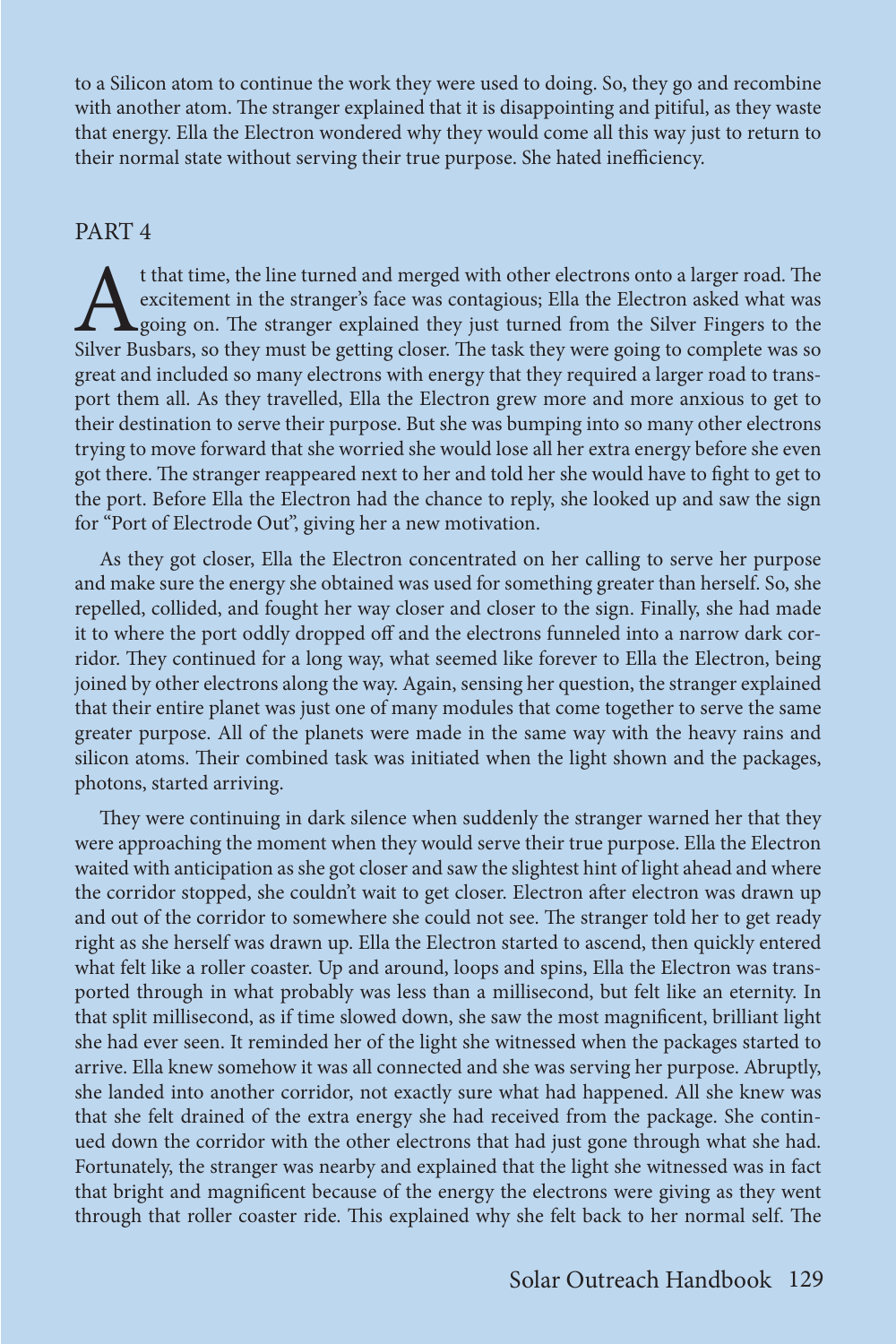to a Silicon atom to continue the work they were used to doing. So, they go and recombine with another atom. The stranger explained that it is disappointing and pitiful, as they waste that energy. Ella the Electron wondered why they would come all this way just to return to their normal state without serving their true purpose. She hated inefficiency.

## PART 4

At that time, the line turned and merged with other electrons onto a larger road. The excitement in the stranger's face was contagious; Ella the Electron asked what was going on. The stranger explained they just turned from the Silver Fingers to the Silver Busbars, so they must be getting closer. The task they were going to complete was so great and included so many electrons with energy that they required a larger road to transport them all. As they travelled, Ella the Electron grew more and more anxious to get to their destination to serve their purpose. But she was bumping into so many other electrons trying to move forward that she worried she would lose all her extra energy before she even got there. The stranger reappeared next to her and told her she would have to fight to get to the port. Before Ella the Electron had the chance to reply, she looked up and saw the sign for "Port of Electrode Out", giving her a new motivation.

As they got closer, Ella the Electron concentrated on her calling to serve her purpose and make sure the energy she obtained was used for something greater than herself. So, she repelled, collided, and fought her way closer and closer to the sign. Finally, she had made it to where the port oddly dropped off and the electrons funneled into a narrow dark corridor. They continued for a long way, what seemed like forever to Ella the Electron, being joined by other electrons along the way. Again, sensing her question, the stranger explained that their entire planet was just one of many modules that come together to serve the same greater purpose. All of the planets were made in the same way with the heavy rains and silicon atoms. Their combined task was initiated when the light shown and the packages, photons, started arriving.

They were continuing in dark silence when suddenly the stranger warned her that they were approaching the moment when they would serve their true purpose. Ella the Electron waited with anticipation as she got closer and saw the slightest hint of light ahead and where the corridor stopped, she couldn't wait to get closer. Electron after electron was drawn up and out of the corridor to somewhere she could not see. The stranger told her to get ready right as she herself was drawn up. Ella the Electron started to ascend, then quickly entered what felt like a roller coaster. Up and around, loops and spins, Ella the Electron was transported through in what probably was less than a millisecond, but felt like an eternity. In that split millisecond, as if time slowed down, she saw the most magnificent, brilliant light she had ever seen. It reminded her of the light she witnessed when the packages started to arrive. Ella knew somehow it was all connected and she was serving her purpose. Abruptly, she landed into another corridor, not exactly sure what had happened. All she knew was that she felt drained of the extra energy she had received from the package. She continued down the corridor with the other electrons that had just gone through what she had. Fortunately, the stranger was nearby and explained that the light she witnessed was in fact that bright and magnificent because of the energy the electrons were giving as they went through that roller coaster ride. This explained why she felt back to her normal self. The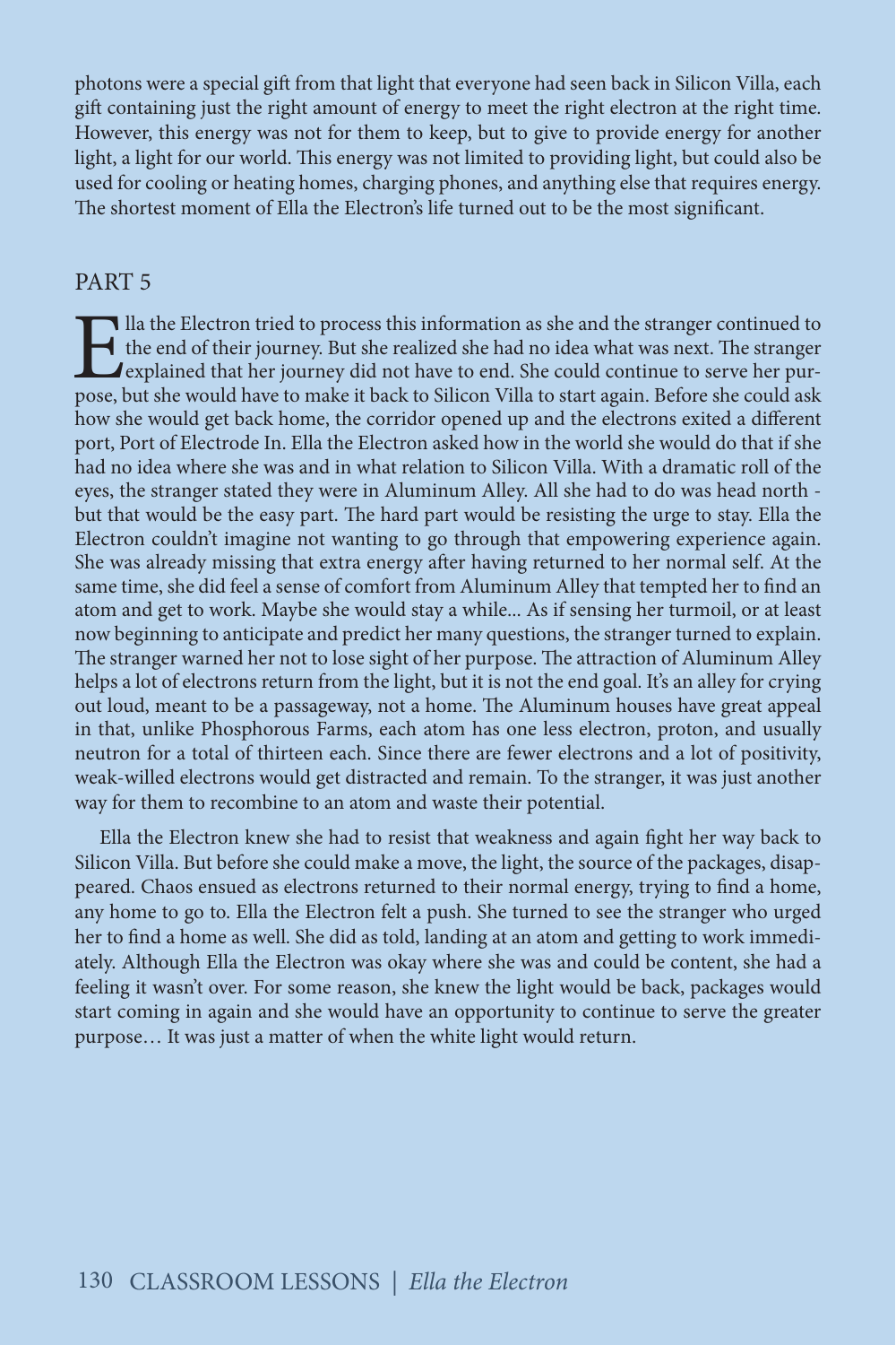photons were a special gift from that light that everyone had seen back in Silicon Villa, each gift containing just the right amount of energy to meet the right electron at the right time. However, this energy was not for them to keep, but to give to provide energy for another light, a light for our world. This energy was not limited to providing light, but could also be used for cooling or heating homes, charging phones, and anything else that requires energy. The shortest moment of Ella the Electron's life turned out to be the most significant.

## PART 5

Ella the Electron tried to process this information as she and the stranger continued to the end of their journey. But she realized she had no idea what was next. The stranger explained that her journey did not have to end. She could continue to serve her purpose, but she would have to make it back to Silicon Villa to start again. Before she could ask how she would get back home, the corridor opened up and the electrons exited a different port, Port of Electrode In. Ella the Electron asked how in the world she would do that if she had no idea where she was and in what relation to Silicon Villa. With a dramatic roll of the eyes, the stranger stated they were in Aluminum Alley. All she had to do was head north - but that would be the easy part. The hard part would be resisting the urge to stay. Ella the Electron couldn't imagine not wanting to go through that empowering experience again. She was already missing that extra energy after having returned to her normal self. At the same time, she did feel a sense of comfort from Aluminum Alley that tempted her to find an atom and get to work. Maybe she would stay a while... As if sensing her turmoil, or at least now beginning to anticipate and predict her many questions, the stranger turned to explain. The stranger warned her not to lose sight of her purpose. The attraction of Aluminum Alley helps a lot of electrons return from the light, but it is not the end goal. It's an alley for crying out loud, meant to be a passageway, not a home. The Aluminum houses have great appeal in that, unlike Phosphorous Farms, each atom has one less electron, proton, and usually neutron for a total of thirteen each. Since there are fewer electrons and a lot of positivity, weak-willed electrons would get distracted and remain. To the stranger, it was just another way for them to recombine to an atom and waste their potential.

Ella the Electron knew she had to resist that weakness and again fight her way back to Silicon Villa. But before she could make a move, the light, the source of the packages, disappeared. Chaos ensued as electrons returned to their normal energy, trying to find a home, any home to go to. Ella the Electron felt a push. She turned to see the stranger who urged her to find a home as well. She did as told, landing at an atom and getting to work immediately. Although Ella the Electron was okay where she was and could be content, she had a feeling it wasn't over. For some reason, she knew the light would be back, packages would start coming in again and she would have an opportunity to continue to serve the greater purpose… It was just a matter of when the white light would return.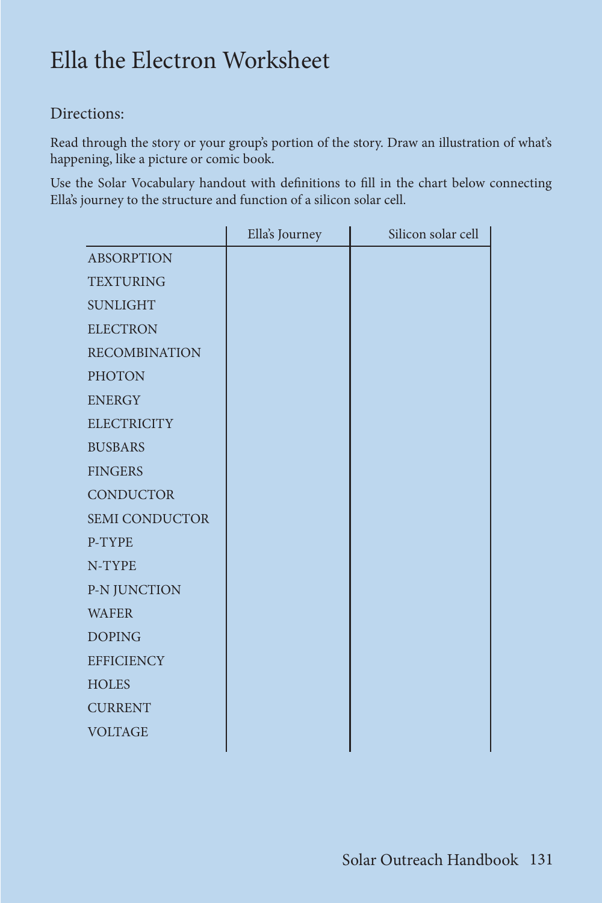# Ella the Electron Worksheet

Directions:

Read through the story or your group's portion of the story. Draw an illustration of what's happening, like a picture or comic book.

Use the Solar Vocabulary handout with definitions to fill in the chart below connecting Ella's journey to the structure and function of a silicon solar cell.

| | Ella's Journey | Silicon solar cell |
|---|---|---|
| ABSORPTION | | |
| TEXTURING | | |
| SUNLIGHT | | |
| ELECTRON | | |
| RECOMBINATION | | |
| PHOTON | | |
| ENERGY | | |
| ELECTRICITY | | |
| BUSBARS | | |
| FINGERS | | |
| CONDUCTOR | | |
| SEMI CONDUCTOR | | |
| P-TYPE | | |
| N-TYPE | | |
| P-N JUNCTION | | |
| WAFER | | |
| DOPING | | |
| EFFICIENCY | | |
| HOLES | | |
| CURRENT | | |
| VOLTAGE | | |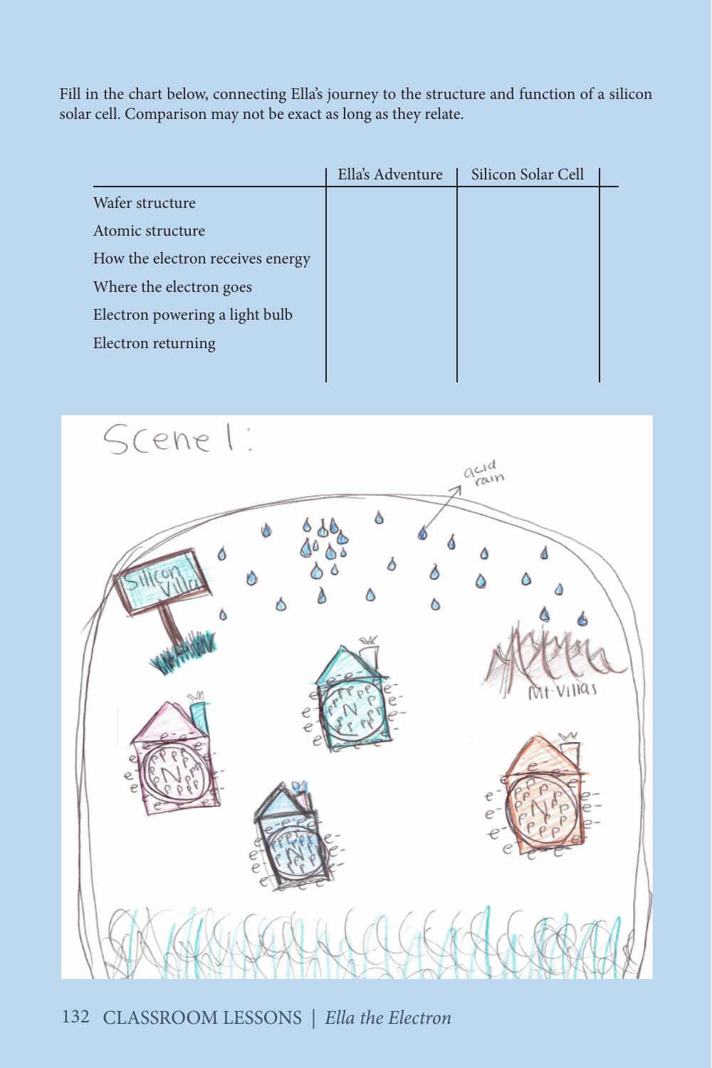Fill in the chart below, connecting Ella's journey to the structure and function of a silicon solar cell. Comparison may not be exact as long as they relate.

| | Ella's Adventure | Silicon Solar Cell |
|---|---|---|
| Wafer structure | | |
| Atomic structure | | |
| How the electron receives energy | | |
| Where the electron goes | | |
| Electron powering a light bulb | | |
| Electron returning | | |